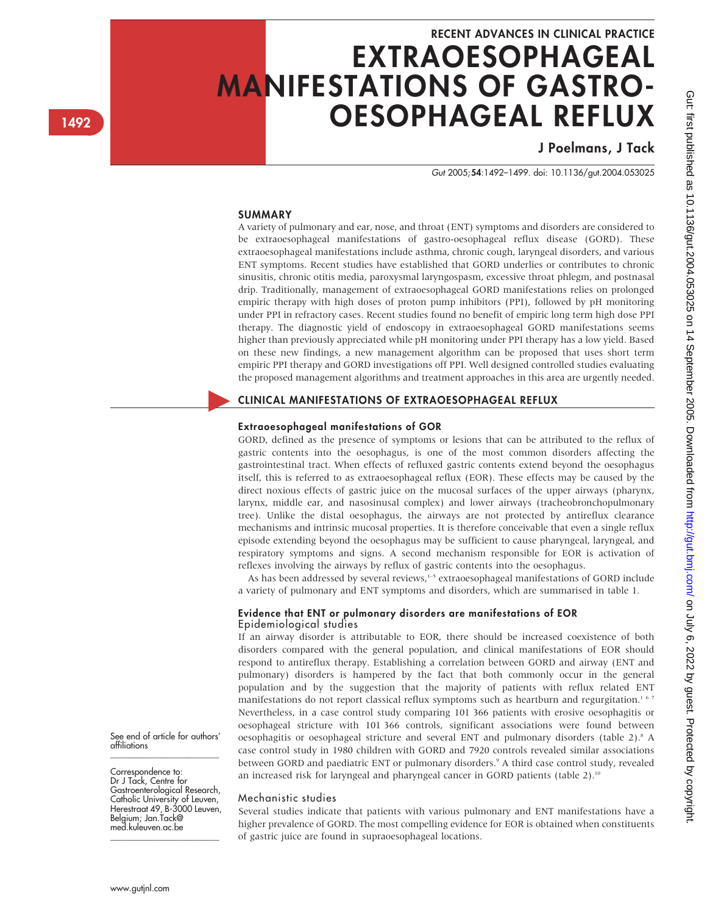RECENT ADVANCES IN CLINICAL PRACTICE

# EXTRAOESOPHAGEAL MANIFESTATIONS OF GASTRO-OESOPHAGEAL REFLUX

J Poelmans, J Tack

*Gut* 2005;**54**:1492–1499. doi: 10.1136/gut.2004.053025

## SUMMARY

A variety of pulmonary and ear, nose, and throat (ENT) symptoms and disorders are considered to be extraoesophageal manifestations of gastro-oesophageal reflux disease (GORD). These extraoesophageal manifestations include asthma, chronic cough, laryngeal disorders, and various ENT symptoms. Recent studies have established that GORD underlies or contributes to chronic sinusitis, chronic otitis media, paroxysmal laryngospasm, excessive throat phlegm, and postnasal drip. Traditionally, management of extraoesophageal GORD manifestations relies on prolonged empiric therapy with high doses of proton pump inhibitors (PPI), followed by pH monitoring under PPI in refractory cases. Recent studies found no benefit of empiric long term high dose PPI therapy. The diagnostic yield of endoscopy in extraoesophageal GORD manifestations seems higher than previously appreciated while pH monitoring under PPI therapy has a low yield. Based on these new findings, a new management algorithm can be proposed that uses short term empiric PPI therapy and GORD investigations off PPI. Well designed controlled studies evaluating the proposed management algorithms and treatment approaches in this area are urgently needed.

## CLINICAL MANIFESTATIONS OF EXTRAOESOPHAGEAL REFLUX

### Extraoesophageal manifestations of GOR

GORD, defined as the presence of symptoms or lesions that can be attributed to the reflux of gastric contents into the oesophagus, is one of the most common disorders affecting the gastrointestinal tract. When effects of refluxed gastric contents extend beyond the oesophagus itself, this is referred to as extraoesophageal reflux (EOR). These effects may be caused by the direct noxious effects of gastric juice on the mucosal surfaces of the upper airways (pharynx, larynx, middle ear, and nasosinusal complex) and lower airways (tracheobronchopulmonary tree). Unlike the distal oesophagus, the airways are not protected by antireflux clearance mechanisms and intrinsic mucosal properties. It is therefore conceivable that even a single reflux episode extending beyond the oesophagus may be sufficient to cause pharyngeal, laryngeal, and respiratory symptoms and signs. A second mechanism responsible for EOR is activation of reflexes involving the airways by reflux of gastric contents into the oesophagus.

As has been addressed by several reviews,[1–5] extraoesophageal manifestations of GORD include a variety of pulmonary and ENT symptoms and disorders, which are summarised in table 1.

### Evidence that ENT or pulmonary disorders are manifestations of EOR

#### Epidemiological studies

If an airway disorder is attributable to EOR, there should be increased coexistence of both disorders compared with the general population, and clinical manifestations of EOR should respond to antireflux therapy. Establishing a correlation between GORD and airway (ENT and pulmonary) disorders is hampered by the fact that both commonly occur in the general population and by the suggestion that the majority of patients with reflux related ENT manifestations do not report classical reflux symptoms such as heartburn and regurgitation.[1 6 7] Nevertheless, in a case control study comparing 101 366 patients with erosive oesophagitis or oesophageal stricture with 101 366 controls, significant associations were found between oesophagitis or oesophageal stricture and several ENT and pulmonary disorders (table 2).[8] A case control study in 1980 children with GORD and 7920 controls revealed similar associations between GORD and paediatric ENT or pulmonary disorders.[9] A third case control study, revealed an increased risk for laryngeal and pharyngeal cancer in GORD patients (table 2).[10]

#### Mechanistic studies

Several studies indicate that patients with various pulmonary and ENT manifestations have a higher prevalence of GORD. The most compelling evidence for EOR is obtained when constituents of gastric juice are found in supraoesophageal locations.

See end of article for authors' affiliations

Correspondence to: Dr J Tack, Centre for Gastroenterological Research, Catholic University of Leuven, Herestraat 49, B-3000 Leuven, Belgium; Jan.Tack@med.kuleuven.ac.be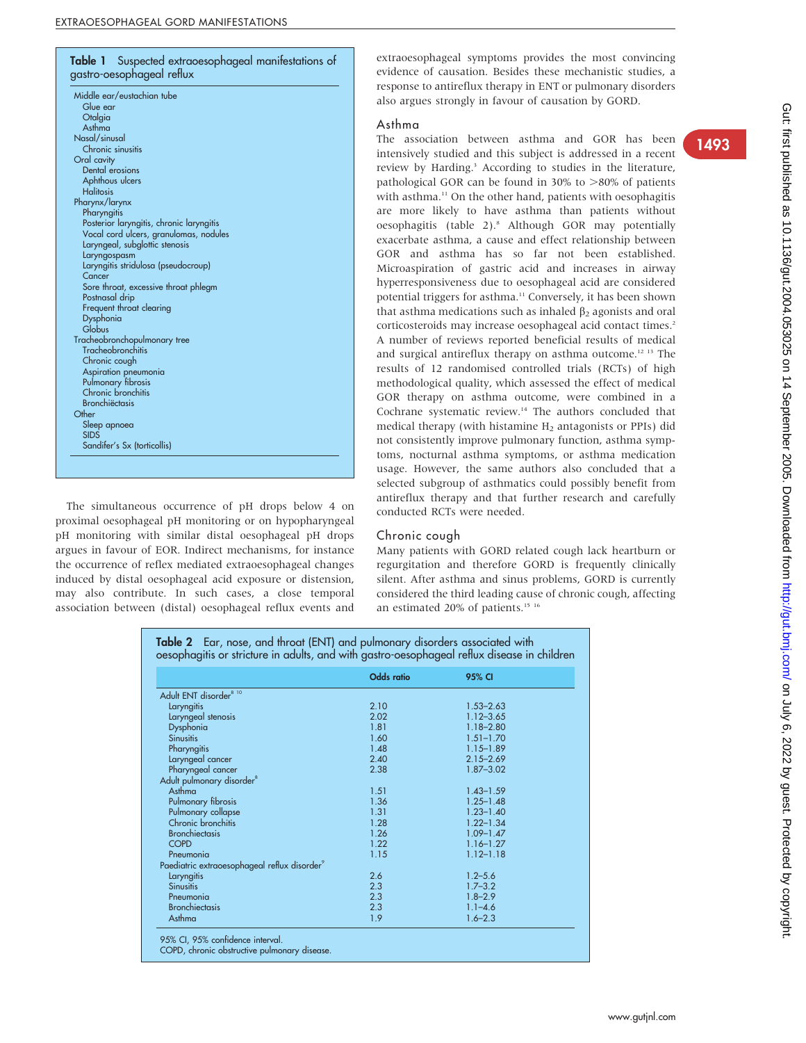**Table 1** Suspected extraoesophageal manifestations of gastro-oesophageal reflux

| |
|---|
| Middle ear/eustachian tube |
| Glue ear |
| Otalgia |
| Asthma |
| Nasal/sinusal |
| Chronic sinusitis |
| Oral cavity |
| Dental erosions |
| Aphthous ulcers |
| Halitosis |
| Pharynx/larynx |
| Pharyngitis |
| Posterior laryngitis, chronic laryngitis |
| Vocal cord ulcers, granulomas, nodules |
| Laryngeal, subglottic stenosis |
| Laryngospasm |
| Laryngitis stridulosa (pseudocroup) |
| Cancer |
| Sore throat, excessive throat phlegm |
| Postnasal drip |
| Frequent throat clearing |
| Dysphonia |
| Globus |
| Tracheobronchopulmonary tree |
| Tracheobronchitis |
| Chronic cough |
| Aspiration pneumonia |
| Pulmonary fibrosis |
| Chronic bronchitis |
| Bronchiëctasis |
| Other |
| Sleep apnoea |
| SIDS |
| Sandifer's Sx (torticollis) |

The simultaneous occurrence of pH drops below 4 on proximal oesophageal pH monitoring or on hypopharyngeal pH monitoring with similar distal oesophageal pH drops argues in favour of EOR. Indirect mechanisms, for instance the occurrence of reflex mediated extraoesophageal changes induced by distal oesophageal acid exposure or distension, may also contribute. In such cases, a close temporal association between (distal) oesophageal reflux events and extraoesophageal symptoms provides the most convincing evidence of causation. Besides these mechanistic studies, a response to antireflux therapy in ENT or pulmonary disorders also argues strongly in favour of causation by GORD.

## Asthma

The association between asthma and GOR has been intensively studied and this subject is addressed in a recent review by Harding.[3] According to studies in the literature, pathological GOR can be found in 30% to >80% of patients with asthma.[11] On the other hand, patients with oesophagitis are more likely to have asthma than patients without oesophagitis (table 2).[8] Although GOR may potentially exacerbate asthma, a cause and effect relationship between GOR and asthma has so far not been established. Microaspiration of gastric acid and increases in airway hyperresponsiveness due to oesophageal acid are considered potential triggers for asthma.[11] Conversely, it has been shown that asthma medications such as inhaled $\beta_2$ agonists and oral corticosteroids may increase oesophageal acid contact times.[2] A number of reviews reported beneficial results of medical and surgical antireflux therapy on asthma outcome.[12 13] The results of 12 randomised controlled trials (RCTs) of high methodological quality, which assessed the effect of medical GOR therapy on asthma outcome, were combined in a Cochrane systematic review.[14] The authors concluded that medical therapy (with histamine $H_2$ antagonists or PPIs) did not consistently improve pulmonary function, asthma symptoms, nocturnal asthma symptoms, or asthma medication usage. However, the same authors also concluded that a selected subgroup of asthmatics could possibly benefit from antireflux therapy and that further research and carefully conducted RCTs were needed.

## Chronic cough

Many patients with GORD related cough lack heartburn or regurgitation and therefore GORD is frequently clinically silent. After asthma and sinus problems, GORD is currently considered the third leading cause of chronic cough, affecting an estimated 20% of patients.[15 16]

**Table 2** Ear, nose, and throat (ENT) and pulmonary disorders associated with oesophagitis or stricture in adults, and with gastro-oesophageal reflux disease in children

| | Odds ratio | 95% CI |
|---|---|---|
| Adult ENT disorder[8 10] | | |
| Laryngitis | 2.10 | 1.53–2.63 |
| Laryngeal stenosis | 2.02 | 1.12–3.65 |
| Dysphonia | 1.81 | 1.18–2.80 |
| Sinusitis | 1.60 | 1.51–1.70 |
| Pharyngitis | 1.48 | 1.15–1.89 |
| Laryngeal cancer | 2.40 | 2.15–2.69 |
| Pharyngeal cancer | 2.38 | 1.87–3.02 |
| Adult pulmonary disorder[8] | | |
| Asthma | 1.51 | 1.43–1.59 |
| Pulmonary fibrosis | 1.36 | 1.25–1.48 |
| Pulmonary collapse | 1.31 | 1.23–1.40 |
| Chronic bronchitis | 1.28 | 1.22–1.34 |
| Bronchiectasis | 1.26 | 1.09–1.47 |
| COPD | 1.22 | 1.16–1.27 |
| Pneumonia | 1.15 | 1.12–1.18 |
| Paediatric extraoesophageal reflux disorder[9] | | |
| Laryngitis | 2.6 | 1.2–5.6 |
| Sinusitis | 2.3 | 1.7–3.2 |
| Pneumonia | 2.3 | 1.8–2.9 |
| Bronchiectasis | 2.3 | 1.1–4.6 |
| Asthma | 1.9 | 1.6–2.3 |

95% CI, 95% confidence interval.
COPD, chronic obstructive pulmonary disease.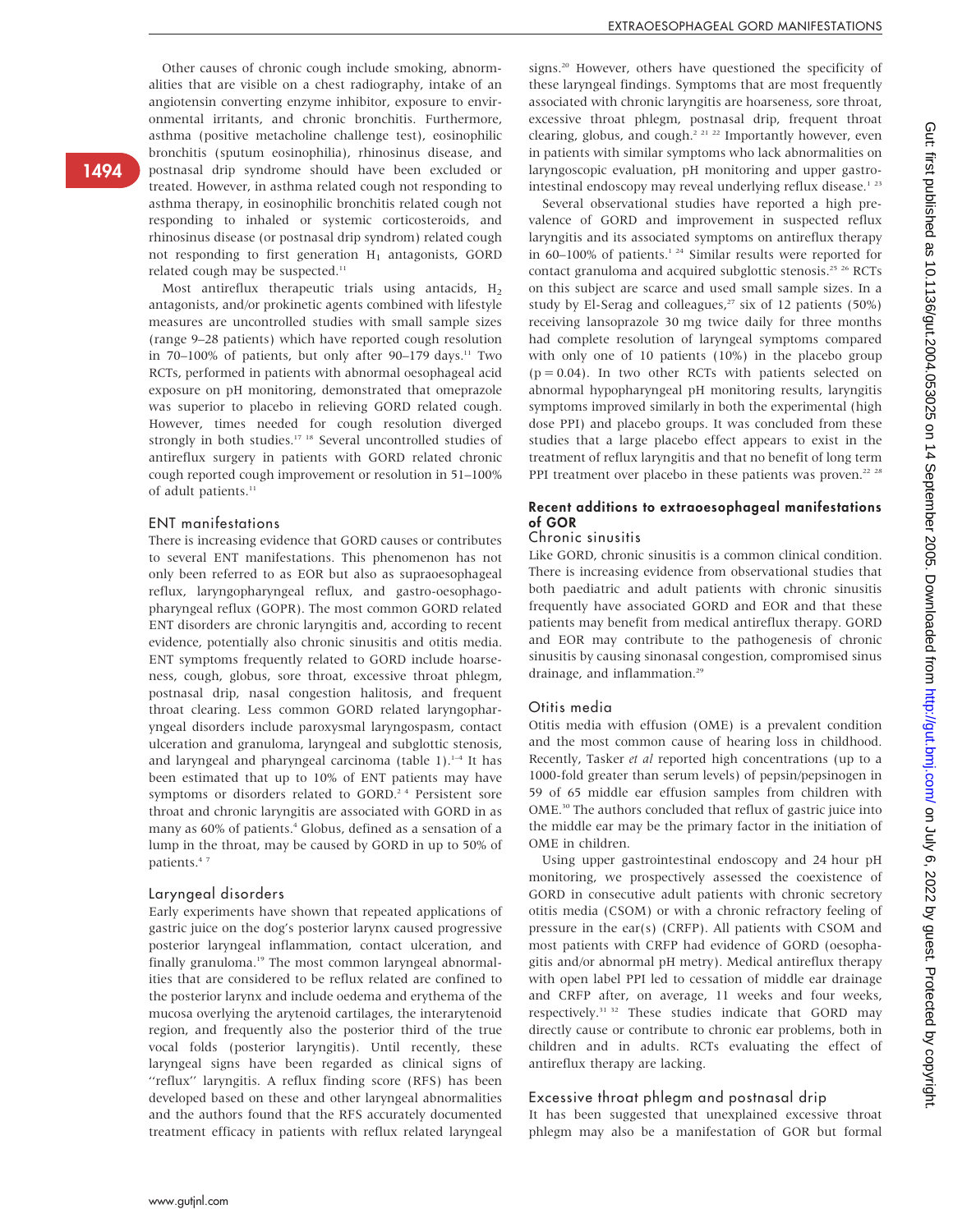Other causes of chronic cough include smoking, abnormalities that are visible on a chest radiography, intake of an angiotensin converting enzyme inhibitor, exposure to environmental irritants, and chronic bronchitis. Furthermore, asthma (positive metacholine challenge test), eosinophilic bronchitis (sputum eosinophilia), rhinosinus disease, and postnasal drip syndrome should have been excluded or treated. However, in asthma related cough not responding to asthma therapy, in eosinophilic bronchitis related cough not responding to inhaled or systemic corticosteroids, and rhinosinus disease (or postnasal drip syndrom) related cough not responding to first generation $H_1$ antagonists, GORD related cough may be suspected.[11]

Most antireflux therapeutic trials using antacids, $H_2$ antagonists, and/or prokinetic agents combined with lifestyle measures are uncontrolled studies with small sample sizes (range 9–28 patients) which have reported cough resolution in 70–100% of patients, but only after 90–179 days.[11] Two RCTs, performed in patients with abnormal oesophageal acid exposure on pH monitoring, demonstrated that omeprazole was superior to placebo in relieving GORD related cough. However, times needed for cough resolution diverged strongly in both studies.[17,18] Several uncontrolled studies of antireflux surgery in patients with GORD related chronic cough reported cough improvement or resolution in 51–100% of adult patients.[11]

## ENT manifestations

There is increasing evidence that GORD causes or contributes to several ENT manifestations. This phenomenon has not only been referred to as EOR but also as supraoesophageal reflux, laryngopharyngeal reflux, and gastro-oesophagopharyngeal reflux (GOPR). The most common GORD related ENT disorders are chronic laryngitis and, according to recent evidence, potentially also chronic sinusitis and otitis media. ENT symptoms frequently related to GORD include hoarseness, cough, globus, sore throat, excessive throat phlegm, postnasal drip, nasal congestion halitosis, and frequent throat clearing. Less common GORD related laryngopharyngeal disorders include paroxysmal laryngospasm, contact ulceration and granuloma, laryngeal and subglottic stenosis, and laryngeal and pharyngeal carcinoma (table 1).[1–4] It has been estimated that up to 10% of ENT patients may have symptoms or disorders related to GORD.[2,4] Persistent sore throat and chronic laryngitis are associated with GORD in as many as 60% of patients.[4] Globus, defined as a sensation of a lump in the throat, may be caused by GORD in up to 50% of patients.[4,7]

## Laryngeal disorders

Early experiments have shown that repeated applications of gastric juice on the dog's posterior larynx caused progressive posterior laryngeal inflammation, contact ulceration, and finally granuloma.[19] The most common laryngeal abnormalities that are considered to be reflux related are confined to the posterior larynx and include oedema and erythema of the mucosa overlying the arytenoid cartilages, the interarytenoid region, and frequently also the posterior third of the true vocal folds (posterior laryngitis). Until recently, these laryngeal signs have been regarded as clinical signs of "reflux" laryngitis. A reflux finding score (RFS) has been developed based on these and other laryngeal abnormalities and the authors found that the RFS accurately documented treatment efficacy in patients with reflux related laryngeal signs.[20] However, others have questioned the specificity of these laryngeal findings. Symptoms that are most frequently associated with chronic laryngitis are hoarseness, sore throat, excessive throat phlegm, postnasal drip, frequent throat clearing, globus, and cough.[2,21,22] Importantly however, even in patients with similar symptoms who lack abnormalities on laryngoscopic evaluation, pH monitoring and upper gastrointestinal endoscopy may reveal underlying reflux disease.[1,23]

Several observational studies have reported a high prevalence of GORD and improvement in suspected reflux laryngitis and its associated symptoms on antireflux therapy in 60–100% of patients.[1,24] Similar results were reported for contact granuloma and acquired subglottic stenosis.[25,26] RCTs on this subject are scarce and used small sample sizes. In a study by El-Serag and colleagues,[27] six of 12 patients (50%) receiving lansoprazole 30 mg twice daily for three months had complete resolution of laryngeal symptoms compared with only one of 10 patients (10%) in the placebo group ($p = 0.04$). In two other RCTs with patients selected on abnormal hypopharyngeal pH monitoring results, laryngitis symptoms improved similarly in both the experimental (high dose PPI) and placebo groups. It was concluded from these studies that a large placebo effect appears to exist in the treatment of reflux laryngitis and that no benefit of long term PPI treatment over placebo in these patients was proven.[22,28]

## Recent additions to extraoesophageal manifestations of GOR

### Chronic sinusitis

Like GORD, chronic sinusitis is a common clinical condition. There is increasing evidence from observational studies that both paediatric and adult patients with chronic sinusitis frequently have associated GORD and EOR and that these patients may benefit from medical antireflux therapy. GORD and EOR may contribute to the pathogenesis of chronic sinusitis by causing sinonasal congestion, compromised sinus drainage, and inflammation.[29]

### Otitis media

Otitis media with effusion (OME) is a prevalent condition and the most common cause of hearing loss in childhood. Recently, Tasker *et al* reported high concentrations (up to a 1000-fold greater than serum levels) of pepsin/pepsinogen in 59 of 65 middle ear effusion samples from children with OME.[30] The authors concluded that reflux of gastric juice into the middle ear may be the primary factor in the initiation of OME in children.

Using upper gastrointestinal endoscopy and 24 hour pH monitoring, we prospectively assessed the coexistence of GORD in consecutive adult patients with chronic secretory otitis media (CSOM) or with a chronic refractory feeling of pressure in the ear(s) (CRFP). All patients with CSOM and most patients with CRFP had evidence of GORD (oesophagitis and/or abnormal pH metry). Medical antireflux therapy with open label PPI led to cessation of middle ear drainage and CRFP after, on average, 11 weeks and four weeks, respectively.[31,32] These studies indicate that GORD may directly cause or contribute to chronic ear problems, both in children and in adults. RCTs evaluating the effect of antireflux therapy are lacking.

### Excessive throat phlegm and postnasal drip

It has been suggested that unexplained excessive throat phlegm may also be a manifestation of GOR but formal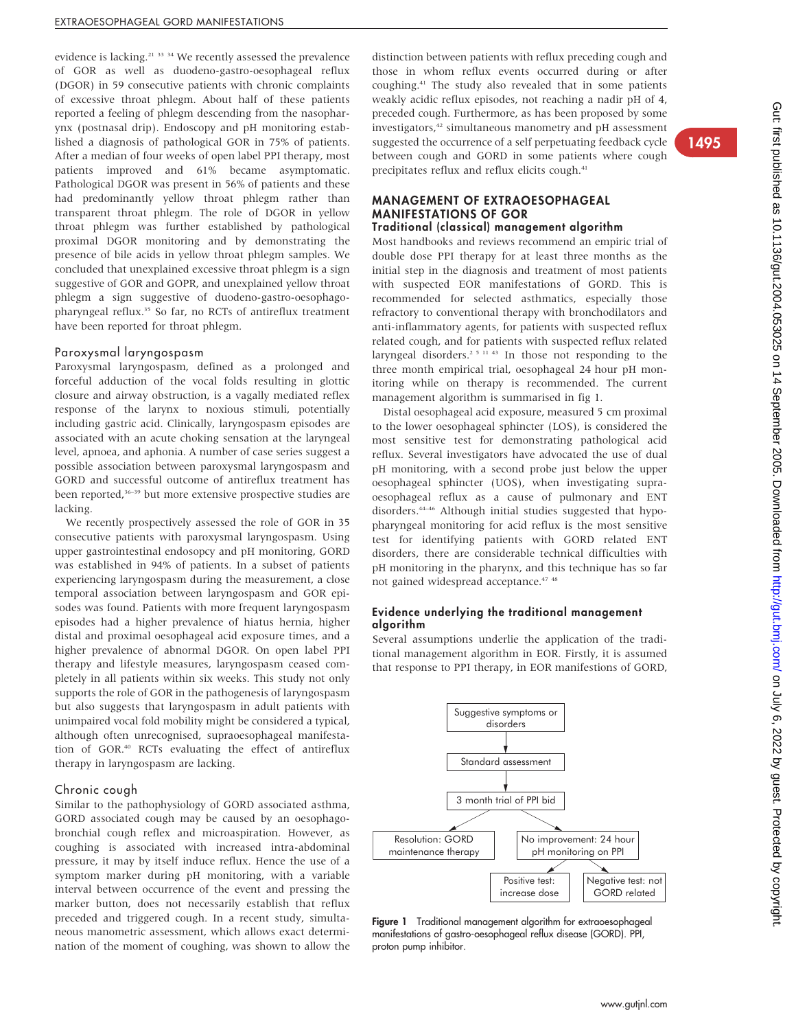evidence is lacking.[21 33 34] We recently assessed the prevalence of GOR as well as duodeno-gastro-oesophageal reflux (DGOR) in 59 consecutive patients with chronic complaints of excessive throat phlegm. About half of these patients reported a feeling of phlegm descending from the nasopharynx (postnasal drip). Endoscopy and pH monitoring established a diagnosis of pathological GOR in 75% of patients. After a median of four weeks of open label PPI therapy, most patients improved and 61% became asymptomatic. Pathological DGOR was present in 56% of patients and these had predominantly yellow throat phlegm rather than transparent throat phlegm. The role of DGOR in yellow throat phlegm was further established by pathological proximal DGOR monitoring and by demonstrating the presence of bile acids in yellow throat phlegm samples. We concluded that unexplained excessive throat phlegm is a sign suggestive of GOR and GOPR, and unexplained yellow throat phlegm a sign suggestive of duodeno-gastro-oesophagopharyngeal reflux.[35] So far, no RCTs of antireflux treatment have been reported for throat phlegm.

### Paroxysmal laryngospasm

Paroxysmal laryngospasm, defined as a prolonged and forceful adduction of the vocal folds resulting in glottic closure and airway obstruction, is a vagally mediated reflex response of the larynx to noxious stimuli, potentially including gastric acid. Clinically, laryngospasm episodes are associated with an acute choking sensation at the laryngeal level, apnoea, and aphonia. A number of case series suggest a possible association between paroxysmal laryngospasm and GORD and successful outcome of antireflux treatment has been reported,[36–39] but more extensive prospective studies are lacking.

We recently prospectively assessed the role of GOR in 35 consecutive patients with paroxysmal laryngospasm. Using upper gastrointestinal endosopcy and pH monitoring, GORD was established in 94% of patients. In a subset of patients experiencing laryngospasm during the measurement, a close temporal association between laryngospasm and GOR episodes was found. Patients with more frequent laryngospasm episodes had a higher prevalence of hiatus hernia, higher distal and proximal oesophageal acid exposure times, and a higher prevalence of abnormal DGOR. On open label PPI therapy and lifestyle measures, laryngospasm ceased completely in all patients within six weeks. This study not only supports the role of GOR in the pathogenesis of laryngospasm but also suggests that laryngospasm in adult patients with unimpaired vocal fold mobility might be considered a typical, although often unrecognised, supraoesophageal manifestation of GOR.[40] RCTs evaluating the effect of antireflux therapy in laryngospasm are lacking.

### Chronic cough

Similar to the pathophysiology of GORD associated asthma, GORD associated cough may be caused by an oesophagobronchial cough reflex and microaspiration. However, as coughing is associated with increased intra-abdominal pressure, it may by itself induce reflux. Hence the use of a symptom marker during pH monitoring, with a variable interval between occurrence of the event and pressing the marker button, does not necessarily establish that reflux preceded and triggered cough. In a recent study, simultaneous manometric assessment, which allows exact determination of the moment of coughing, was shown to allow the distinction between patients with reflux preceding cough and those in whom reflux events occurred during or after coughing.[41] The study also revealed that in some patients weakly acidic reflux episodes, not reaching a nadir pH of 4, preceded cough. Furthermore, as has been proposed by some investigators,[42] simultaneous manometry and pH assessment suggested the occurrence of a self perpetuating feedback cycle between cough and GORD in some patients where cough precipitates reflux and reflux elicits cough.[41]

## MANAGEMENT OF EXTRAOESOPHAGEAL MANIFESTATIONS OF GOR

### Traditional (classical) management algorithm

Most handbooks and reviews recommend an empiric trial of double dose PPI therapy for at least three months as the initial step in the diagnosis and treatment of most patients with suspected EOR manifestations of GORD. This is recommended for selected asthmatics, especially those refractory to conventional therapy with bronchodilators and anti-inflammatory agents, for patients with suspected reflux related cough, and for patients with suspected reflux related laryngeal disorders.[2 5 11 43] In those not responding to the three month empirical trial, oesophageal 24 hour pH monitoring while on therapy is recommended. The current management algorithm is summarised in fig 1.

Distal oesophageal acid exposure, measured 5 cm proximal to the lower oesophageal sphincter (LOS), is considered the most sensitive test for demonstrating pathological acid reflux. Several investigators have advocated the use of dual pH monitoring, with a second probe just below the upper oesophageal sphincter (UOS), when investigating supraoesophageal reflux as a cause of pulmonary and ENT disorders.[44–46] Although initial studies suggested that hypopharyngeal monitoring for acid reflux is the most sensitive test for identifying patients with GORD related ENT disorders, there are considerable technical difficulties with pH monitoring in the pharynx, and this technique has so far not gained widespread acceptance.[47 48]

### Evidence underlying the traditional management algorithm

Several assumptions underlie the application of the traditional management algorithm in EOR. Firstly, it is assumed that response to PPI therapy, in EOR manifesions of GORD,

Suggestive symptoms or disorders → Standard assessment → 3 month trial of PPI bid → Resolution: GORD maintenance therapy / No improvement: 24 hour pH monitoring on PPI → Positive test: increase dose / Negative test: not GORD related

**Figure 1** Traditional management algorithm for extraoesophageal manifestations of gastro-oesophageal reflux disease (GORD). PPI, proton pump inhibitor.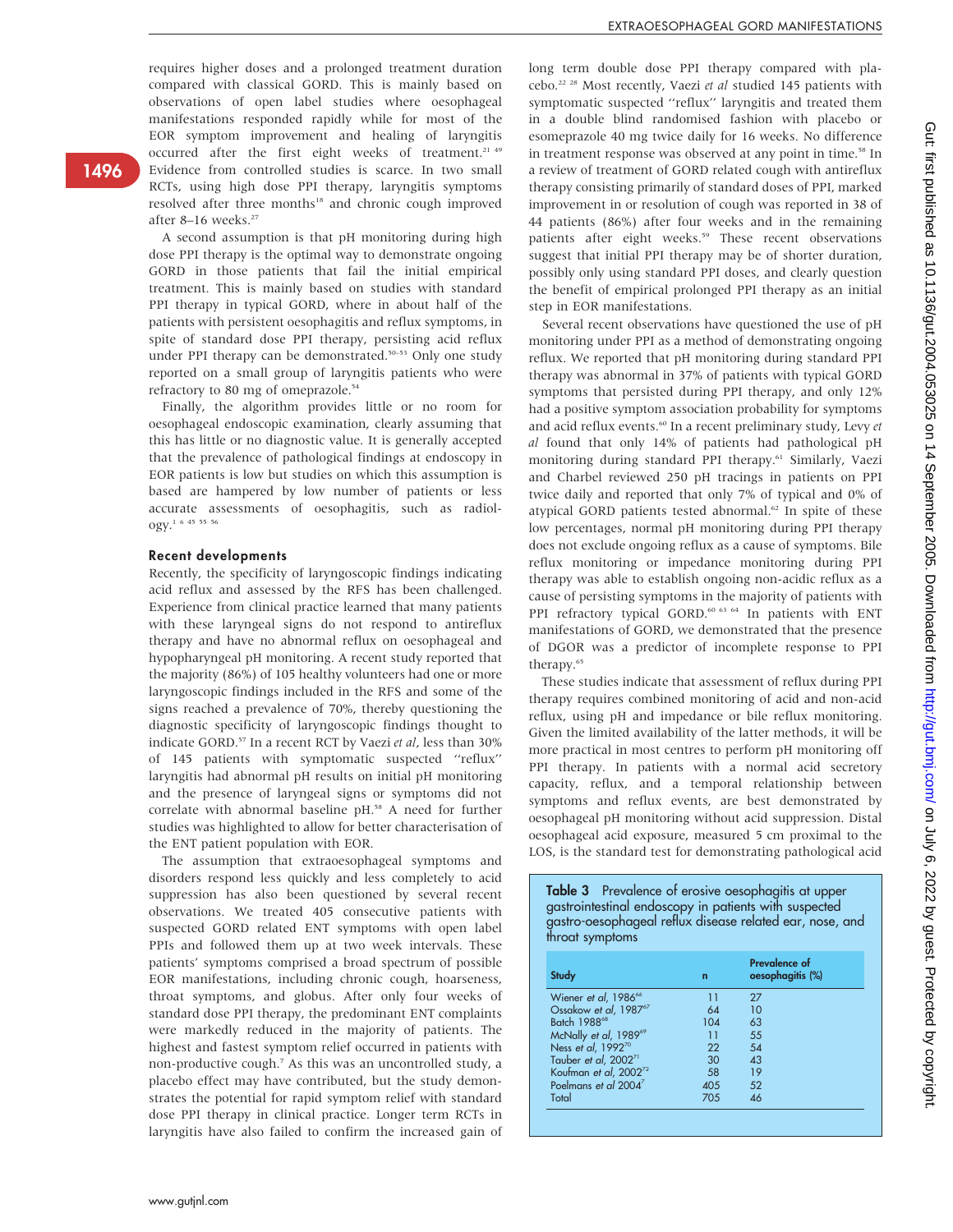requires higher doses and a prolonged treatment duration compared with classical GORD. This is mainly based on observations of open label studies where oesophageal manifestations responded rapidly while for most of the EOR symptom improvement and healing of laryngitis occurred after the first eight weeks of treatment.[21 49] Evidence from controlled studies is scarce. In two small RCTs, using high dose PPI therapy, laryngitis symptoms resolved after three months[18] and chronic cough improved after 8–16 weeks.[27]

A second assumption is that pH monitoring during high dose PPI therapy is the optimal way to demonstrate ongoing GORD in those patients that fail the initial empirical treatment. This is mainly based on studies with standard PPI therapy in typical GORD, where in about half of the patients with persistent oesophagitis and reflux symptoms, in spite of standard dose PPI therapy, persisting acid reflux under PPI therapy can be demonstrated.[50–53] Only one study reported on a small group of laryngitis patients who were refractory to 80 mg of omeprazole.[54]

Finally, the algorithm provides little or no room for oesophageal endoscopic examination, clearly assuming that this has little or no diagnostic value. It is generally accepted that the prevalence of pathological findings at endoscopy in EOR patients is low but studies on which this assumption is based are hampered by low number of patients or less accurate assessments of oesophagitis, such as radiology.[1 6 45 55 56]

## Recent developments

Recently, the specificity of laryngoscopic findings indicating acid reflux and assessed by the RFS has been challenged. Experience from clinical practice learned that many patients with these laryngeal signs do not respond to antireflux therapy and have no abnormal reflux on oesophageal and hypopharyngeal pH monitoring. A recent study reported that the majority (86%) of 105 healthy volunteers had one or more laryngoscopic findings included in the RFS and some of the signs reached a prevalence of 70%, thereby questioning the diagnostic specificity of laryngoscopic findings thought to indicate GORD.[57] In a recent RCT by Vaezi *et al*, less than 30% of 145 patients with symptomatic suspected "reflux" laryngitis had abnormal pH results on initial pH monitoring and the presence of laryngeal signs or symptoms did not correlate with abnormal baseline pH.[58] A need for further studies was highlighted to allow for better characterisation of the ENT patient population with EOR.

The assumption that extraoesophageal symptoms and disorders respond less quickly and less completely to acid suppression has also been questioned by several recent observations. We treated 405 consecutive patients with suspected GORD related ENT symptoms with open label PPIs and followed them up at two week intervals. These patients' symptoms comprised a broad spectrum of possible EOR manifestations, including chronic cough, hoarseness, throat symptoms, and globus. After only four weeks of standard dose PPI therapy, the predominant ENT complaints were markedly reduced in the majority of patients. The highest and fastest symptom relief occurred in patients with non-productive cough.[7] As this was an uncontrolled study, a placebo effect may have contributed, but the study demonstrates the potential for rapid symptom relief with standard dose PPI therapy in clinical practice. Longer term RCTs in laryngitis have also failed to confirm the increased gain of long term double dose PPI therapy compared with placebo.[22 28] Most recently, Vaezi *et al* studied 145 patients with symptomatic suspected "reflux" laryngitis and treated them in a double blind randomised fashion with placebo or esomeprazole 40 mg twice daily for 16 weeks. No difference in treatment response was observed at any point in time.[58] In a review of treatment of GORD related cough with antireflux therapy consisting primarily of standard doses of PPI, marked improvement in or resolution of cough was reported in 38 of 44 patients (86%) after four weeks and in the remaining patients after eight weeks.[59] These recent observations suggest that initial PPI therapy may be of shorter duration, possibly only using standard PPI doses, and clearly question the benefit of empirical prolonged PPI therapy as an initial step in EOR manifestations.

Several recent observations have questioned the use of pH monitoring under PPI as a method of demonstrating ongoing reflux. We reported that pH monitoring during standard PPI therapy was abnormal in 37% of patients with typical GORD symptoms that persisted during PPI therapy, and only 12% had a positive symptom association probability for symptoms and acid reflux events.[60] In a recent preliminary study, Levy *et al* found that only 14% of patients had pathological pH monitoring during standard PPI therapy.[61] Similarly, Vaezi and Charbel reviewed 250 pH tracings in patients on PPI twice daily and reported that only 7% of typical and 0% of atypical GORD patients tested abnormal.[62] In spite of these low percentages, normal pH monitoring during PPI therapy does not exclude ongoing reflux as a cause of symptoms. Bile reflux monitoring or impedance monitoring during PPI therapy was able to establish ongoing non-acidic reflux as a cause of persisting symptoms in the majority of patients with PPI refractory typical GORD.[60 63 64] In patients with ENT manifestations of GORD, we demonstrated that the presence of DGOR was a predictor of incomplete response to PPI therapy.[65]

These studies indicate that assessment of reflux during PPI therapy requires combined monitoring of acid and non-acid reflux, using pH and impedance or bile reflux monitoring. Given the limited availability of the latter methods, it will be more practical in most centres to perform pH monitoring off PPI therapy. In patients with a normal acid secretory capacity, reflux, and a temporal relationship between symptoms and reflux events, are best demonstrated by oesophageal pH monitoring without acid suppression. Distal oesophageal acid exposure, measured 5 cm proximal to the LOS, is the standard test for demonstrating pathological acid

**Table 3** Prevalence of erosive oesophagitis at upper gastrointestinal endoscopy in patients with suspected gastro-oesophageal reflux disease related ear, nose, and throat symptoms

| Study | n | Prevalence of oesophagitis (%) |
|---|---|---|
| Wiener *et al*, 1986[66] | 11 | 27 |
| Ossakow *et al*, 1987[67] | 64 | 10 |
| Batch 1988[68] | 104 | 63 |
| McNally *et al*, 1989[69] | 11 | 55 |
| Ness *et al*, 1992[70] | 22 | 54 |
| Tauber *et al*, 2002[71] | 30 | 43 |
| Koufman *et al*, 2002[72] | 58 | 19 |
| Poelmans *et al* 2004[7] | 405 | 52 |
| Total | 705 | 46 |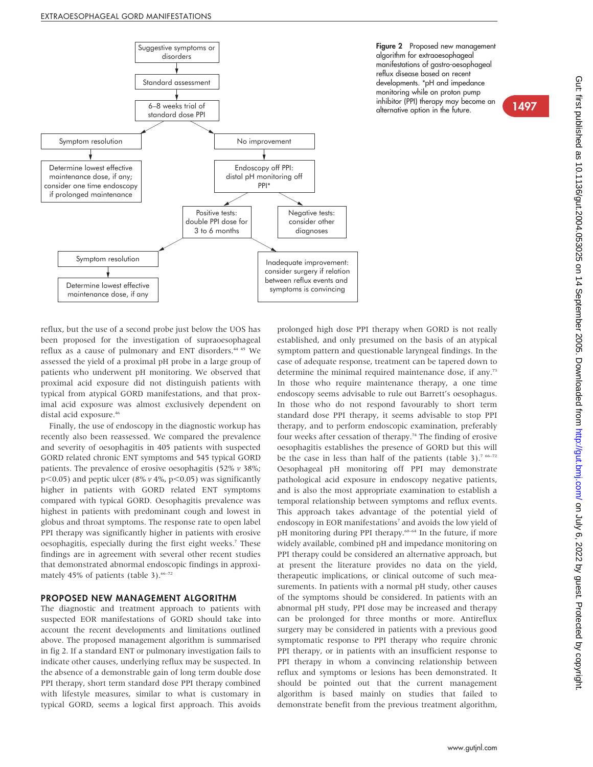Suggestive symptoms or disorders
↓
Standard assessment
↓
6–8 weeks trial of standard dose PPI
↓

- Symptom resolution → Determine lowest effective maintenance dose, if any; consider one time endoscopy if prolonged maintenance
- No improvement → Endoscopy off PPI: distal pH monitoring off PPI*
  - Positive tests: double PPI dose for 3 to 6 months
    - Symptom resolution → Determine lowest effective maintenance dose, if any
    - Inadequate improvement: consider surgery if relation between reflux events and symptoms is convincing
  - Negative tests: consider other diagnoses

**Figure 2** Proposed new management algorithm for extraoesophageal manifestations of gastro-oesophageal reflux disease based on recent developments. *pH and impedance monitoring while on proton pump inhibitor (PPI) therapy may become an alternative option in the future.

reflux, but the use of a second probe just below the UOS has been proposed for the investigation of supraoesophageal reflux as a cause of pulmonary and ENT disorders.[44 45] We assessed the yield of a proximal pH probe in a large group of patients who underwent pH monitoring. We observed that proximal acid exposure did not distinguish patients with typical from atypical GORD manifestations, and that proximal acid exposure was almost exclusively dependent on distal acid exposure.[46]

Finally, the use of endoscopy in the diagnostic workup has recently also been reassessed. We compared the prevalence and severity of oesophagitis in 405 patients with suspected GORD related chronic ENT symptoms and 545 typical GORD patients. The prevalence of erosive oesophagitis (52% *v* 38%; $p<0.05$) and peptic ulcer (8% *v* 4%, $p<0.05$) was significantly higher in patients with GORD related ENT symptoms compared with typical GORD. Oesophagitis prevalence was highest in patients with predominant cough and lowest in globus and throat symptoms. The response rate to open label PPI therapy was significantly higher in patients with erosive oesophagitis, especially during the first eight weeks.[7] These findings are in agreement with several other recent studies that demonstrated abnormal endoscopic findings in approximately 45% of patients (table 3).[66–72]

## PROPOSED NEW MANAGEMENT ALGORITHM

The diagnostic and treatment approach to patients with suspected EOR manifestations of GORD should take into account the recent developments and limitations outlined above. The proposed management algorithm is summarised in fig 2. If a standard ENT or pulmonary investigation fails to indicate other causes, underlying reflux may be suspected. In the absence of a demonstrable gain of long term double dose PPI therapy, short term standard dose PPI therapy combined with lifestyle measures, similar to what is customary in typical GORD, seems a logical first approach. This avoids prolonged high dose PPI therapy when GORD is not really established, and only presumed on the basis of an atypical symptom pattern and questionable laryngeal findings. In the case of adequate response, treatment can be tapered down to determine the minimal required maintenance dose, if any.[73] In those who require maintenance therapy, a one time endoscopy seems advisable to rule out Barrett's oesophagus. In those who do not respond favourably to short term standard dose PPI therapy, it seems advisable to stop PPI therapy, and to perform endoscopic examination, preferably four weeks after cessation of therapy.[74] The finding of erosive oesophagitis establishes the presence of GORD but this will be the case in less than half of the patients (table 3).[7 66–72] Oesophageal pH monitoring off PPI may demonstrate pathological acid exposure in endoscopy negative patients, and is also the most appropriate examination to establish a temporal relationship between symptoms and reflux events. This approach takes advantage of the potential yield of endoscopy in EOR manifestations[7] and avoids the low yield of pH monitoring during PPI therapy.[60–64] In the future, if more widely available, combined pH and impedance monitoring on PPI therapy could be considered an alternative approach, but at present the literature provides no data on the yield, therapeutic implications, or clinical outcome of such measurements. In patients with a normal pH study, other causes of the symptoms should be considered. In patients with an abnormal pH study, PPI dose may be increased and therapy can be prolonged for three months or more. Antireflux surgery may be considered in patients with a previous good symptomatic response to PPI therapy who require chronic PPI therapy, or in patients with an insufficient response to PPI therapy in whom a convincing relationship between reflux and symptoms or lesions has been demonstrated. It should be pointed out that the current management algorithm is based mainly on studies that failed to demonstrate benefit from the previous treatment algorithm,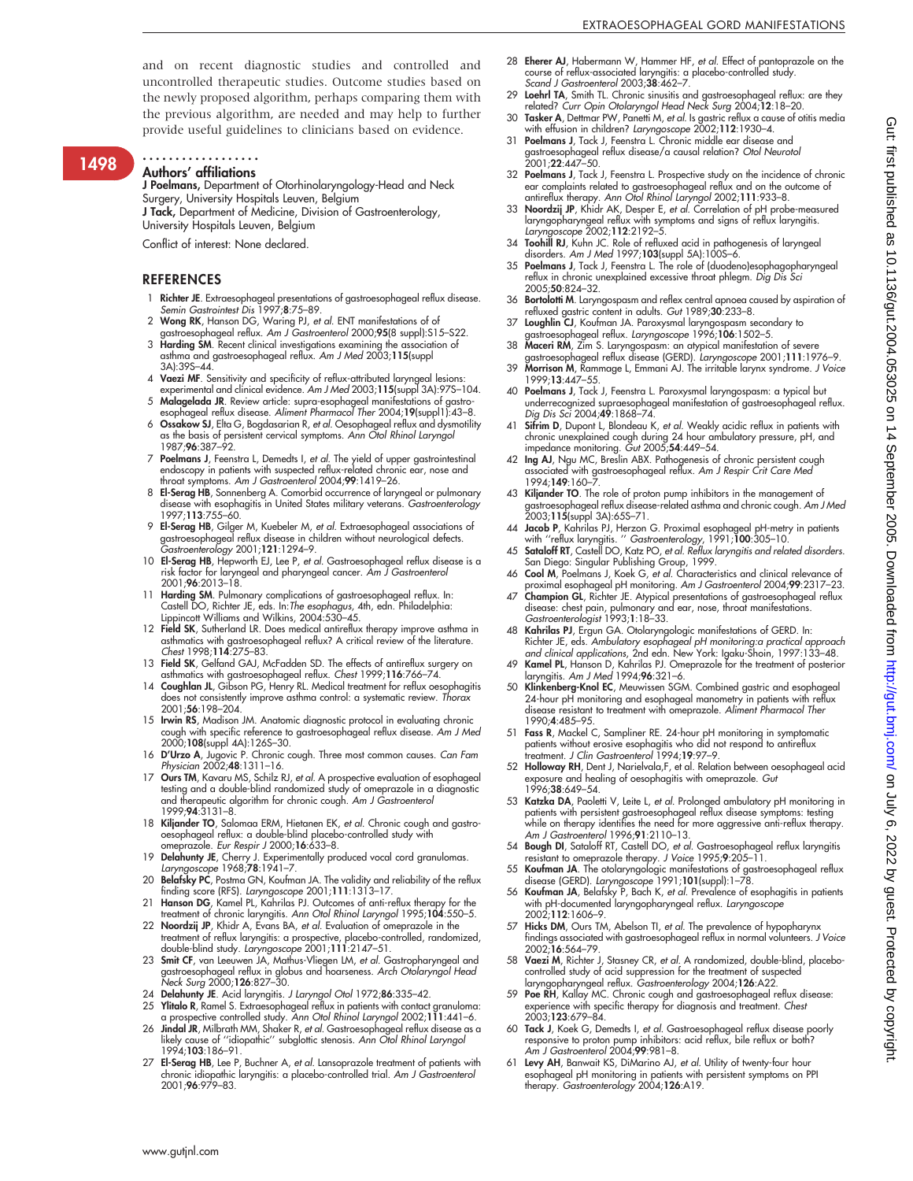and on recent diagnostic studies and controlled and uncontrolled therapeutic studies. Outcome studies based on the newly proposed algorithm, perhaps comparing them with the previous algorithm, are needed and may help to further provide useful guidelines to clinicians based on evidence.

.................

### Authors' affiliations

**J Poelmans,** Department of Otorhinolaryngology-Head and Neck Surgery, University Hospitals Leuven, Belgium
**J Tack,** Department of Medicine, Division of Gastroenterology, University Hospitals Leuven, Belgium

Conflict of interest: None declared.

## REFERENCES

1. **Richter JE**. Extraesophageal presentations of gastroesophageal reflux disease. *Semin Gastrointest Dis* 1997;**8**:75–89.
2. **Wong RK**, Hanson DG, Waring PJ, *et al*. ENT manifestations of of gastroesophageal reflux. *Am J Gastroenterol* 2000;**95**(8 suppl):S15–S22.
3. **Harding SM**. Recent clinical investigations examining the association of asthma and gastroesophageal reflux. *Am J Med* 2003;**115**(suppl 3A):39S–44.
4. **Vaezi MF**. Sensitivity and specificity of reflux-attributed laryngeal lesions: experimental and clinical evidence. *Am J Med* 2003;**115**(suppl 3A):97S–104.
5. **Malagelada JR**. Review article: supra-oesophageal manifestations of gastro-esophageal reflux disease. *Aliment Pharmacol Ther* 2004;**19**(suppl1):43–8.
6. **Ossakow SJ**, Elta G, Bogdasarian R, *et al*. Oesophageal reflux and dysmotility as the basis of persistent cervical symptoms. *Ann Otol Rhinol Laryngol* 1987;**96**:387–92.
7. **Poelmans J**, Feenstra L, Demedts I, *et al*. The yield of upper gastrointestinal endoscopy in patients with suspected reflux-related chronic ear, nose and throat symptoms. *Am J Gastroenterol* 2004;**99**:1419–26.
8. **El-Serag HB**, Sonnenberg A. Comorbid occurrence of laryngeal or pulmonary disease with esophagitis in United States military veterans. *Gastroenterology* 1997;**113**:755–60.
9. **El-Serag HB**, Gilger M, Kuebeler M, *et al*. Extraesophageal associations of gastroesophageal reflux disease in children without neurological defects. *Gastroenterology* 2001;**121**:1294–9.
10. **El-Serag HB**, Hepworth EJ, Lee P, *et al*. Gastroesophageal reflux disease is a risk factor for laryngeal and pharyngeal cancer. *Am J Gastroenterol* 2001;**96**:2013–18.
11. **Harding SM**. Pulmonary complications of gastroesophageal reflux. In: Castell DO, Richter JE, eds. In:*The esophagus*, 4th, edn. Philadelphia: Lippincott Williams and Wilkins, 2004:530–45.
12. **Field SK**, Sutherland LR. Does medical antireflux therapy improve asthma in asthmatics with gastroesophageal reflux? A critical review of the literature. *Chest* 1998;**114**:275–83.
13. **Field SK**, Gelfand GAJ, McFadden SD. The effects of antireflux surgery on asthmatics with gastroesophageal reflux. *Chest* 1999;**116**:766–74.
14. **Coughlan JL**, Gibson PG, Henry RL. Medical treatment for reflux oesophagitis does not consistently improve asthma control: a systematic review. *Thorax* 2001;**56**:198–204.
15. **Irwin RS**, Madison JM. Anatomic diagnostic protocol in evaluating chronic cough with specific reference to gastroesophageal reflux disease. *Am J Med* 2000;**108**(suppl 4A):126S–30.
16. **D'Urzo A**, Jugovic P. Chronic cough. Three most common causes. *Can Fam Physician* 2002;**48**:1311–16.
17. **Ours TM**, Kavaru MS, Schilz RJ, *et al*. A prospective evaluation of esophageal testing and a double-blind randomized study of omeprazole in a diagnostic and therapeutic algorithm for chronic cough. *Am J Gastroenterol* 1999;**94**:3131–8.
18. **Kiljander TO**, Salomaa ERM, Hietanen EK, *et al*. Chronic cough and gastro-oesophageal reflux: a double-blind placebo-controlled study with omeprazole. *Eur Respir J* 2000;**16**:633–8.
19. **Delahunty JE**, Cherry J. Experimentally produced vocal cord granulomas. *Laryngoscope* 1968;**78**:1941–7.
20. **Belafsky PC**, Postma GN, Koufman JA. The validity and reliability of the reflux finding score (RFS). *Laryngoscope* 2001;**111**:1313–17.
21. **Hanson DG**, Kamel PL, Kahrilas PJ. Outcomes of anti-reflux therapy for the treatment of chronic laryngitis. *Ann Otol Rhinol Laryngol* 1995;**104**:550–5.
22. **Noordzij JP**, Khidr A, Evans BA, *et al*. Evaluation of omeprazole in the treatment of reflux laryngitis: a prospective, placebo-controlled, randomized, double-blind study. *Laryngoscope* 2001;**111**:2147–51.
23. **Smit CF**, van Leeuwen JA, Mathus-Vliegen LM, *et al*. Gastropharyngeal and gastroesophageal reflux in globus and hoarseness. *Arch Otolaryngol Head Neck Surg* 2000;**126**:827–30.
24. **Delahunty JE**. Acid laryngitis. *J Laryngol Otol* 1972;**86**:335–42.
25. **Ylitalo R**, Ramel S. Extraesophageal reflux in patients with contact granuloma: a prospective controlled study. *Ann Otol Rhinol Laryngol* 2002;**111**:441–6.
26. **Jindal JR**, Milbrath MM, Shaker R, *et al*. Gastroesophageal reflux disease as a likely cause of ''idiopathic'' subglottic stenosis. *Ann Otol Rhinol Laryngol* 1994;**103**:186–91.
27. **El-Serag HB**, Lee P, Buchner A, *et al*. Lansoprazole treatment of patients with chronic idiopathic laryngitis: a placebo-controlled trial. *Am J Gastroenterol* 2001;**96**:979–83.
28. **Eherer AJ**, Habermann W, Hammer HF, *et al*. Effect of pantoprazole on the course of reflux-associated laryngitis: a placebo-controlled study. *Scand J Gastroenterol* 2003;**38**:462–7.
29. **Loehrl TA**, Smith TL. Chronic sinusitis and gastroesophageal reflux: are they related? *Curr Opin Otolaryngol Head Neck Surg* 2004;**12**:18–20.
30. **Tasker A**, Dettmar PW, Panetti M, *et al*. Is gastric reflux a cause of otitis media with effusion in children? *Laryngoscope* 2002;**112**:1930–4.
31. **Poelmans J**, Tack J, Feenstra L. Chronic middle ear disease and gastroesophageal reflux disease/a causal relation? *Otol Neurotol* 2001;**22**:447–50.
32. **Poelmans J**, Tack J, Feenstra L. Prospective study on the incidence of chronic ear complaints related to gastroesophageal reflux and on the outcome of antireflux therapy. *Ann Otol Rhinol Laryngol* 2002;**111**:933–8.
33. **Noordzij JP**, Khidr AK, Desper E, *et al*. Correlation of pH probe-measured laryngopharyngeal reflux with symptoms and signs of reflux laryngitis. *Laryngoscope* 2002;**112**:2192–5.
34. **Toohill RJ**, Kuhn JC. Role of refluxed acid in pathogenesis of laryngeal disorders. *Am J Med* 1997;**103**(suppl 5A):100S–6.
35. **Poelmans J**, Tack J, Feenstra L. The role of (duodeno)esophagopharyngeal reflux in chronic unexplained excessive throat phlegm. *Dig Dis Sci* 2005;**50**:824–32.
36. **Bortolotti M**. Laryngospasm and reflex central apnoea caused by aspiration of refluxed gastric content in adults. *Gut* 1989;**30**:233–8.
37. **Loughlin CJ**, Koufman JA. Paroxysmal laryngospasm secondary to gastroesophageal reflux. *Laryngoscope* 1996;**106**:1502–5.
38. **Maceri RM**, Zim S. Laryngospasm: an atypical manifestation of severe gastroesophageal reflux disease (GERD). *Laryngoscope* 2001;**111**:1976–9.
39. **Morrison M**, Rammage L, Emmani AJ. The irritable larynx syndrome. *J Voice* 1999;**13**:447–55.
40. **Poelmans J**, Tack J, Feenstra L. Paroxysmal laryngospasm: a typical but underrecognized supraesophageal manifestation of gastroesophageal reflux. *Dig Dis Sci* 2004;**49**:1868–74.
41. **Sifrim D**, Dupont L, Blondeau K, *et al*. Weakly acidic reflux in patients with chronic unexplained cough during 24 hour ambulatory pressure, pH, and impedance monitoring. *Gut* 2005;**54**:449–54.
42. **Ing AJ**, Ngu MC, Breslin ABX. Pathogenesis of chronic persistent cough associated with gastroesophageal reflux. *Am J Respir Crit Care Med* 1994;**149**:160–7.
43. **Kiljander TO**. The role of proton pump inhibitors in the management of gastroesophageal reflux disease-related asthma and chronic cough. *Am J Med* 2003;**115**(suppl 3A):65S–71.
44. **Jacob P**, Kahrilas PJ, Herzon G. Proximal esophageal pH-metry in patients with ''reflux laryngitis. '' *Gastroenterology*, 1991;**100**:305–10.
45. **Sataloff RT**, Castell DO, Katz PO, *et al*. *Reflux laryngitis and related disorders*. San Diego: Singular Publishing Group, 1999.
46. **Cool M**, Poelmans J, Koek G, *et al*. Characteristics and clinical relevance of proximal esophageal pH monitoring. *Am J Gastroenterol* 2004;**99**:2317–23.
47. **Champion GL**, Richter JE. Atypical presentations of gastroesophageal reflux disease: chest pain, pulmonary and ear, nose, throat manifestations. *Gastroenterologist* 1993;**1**:18–33.
48. **Kahrilas PJ**, Ergun GA. Otolaryngologic manifestations of GERD. In: Richter JE, eds. *Ambulatory esophageal pH monitoring:a practical approach and clinical applications*, 2nd edn. New York: Igaku-Shoin, 1997:133–48.
49. **Kamel PL**, Hanson D, Kahrilas PJ. Omeprazole for the treatment of posterior laryngitis. *Am J Med* 1994;**96**:321–6.
50. **Klinkenberg-Knol EC**, Meuwissen SGM. Combined gastric and esophageal 24-hour pH monitoring and esophageal manometry in patients with reflux disease resistant to treatment with omeprazole. *Aliment Pharmacol Ther* 1990;**4**:485–95.
51. **Fass R**, Mackel C, Sampliner RE. 24-hour pH monitoring in symptomatic patients without erosive esophagitis who did not respond to antireflux treatment. *J Clin Gastroenterol* 1994;**19**:97–9.
52. **Holloway RH**, Dent J, Narielvala,F, et al. Relation between oesophageal acid exposure and healing of oesophagitis with omeprazole. *Gut* 1996;**38**:649–54.
53. **Katzka DA**, Paoletti V, Leite L, *et al*. Prolonged ambulatory pH monitoring in patients with persistent gastroesophageal reflux disease symptoms: testing while on therapy identifies the need for more aggressive anti-reflux therapy. *Am J Gastroenterol* 1996;**91**:2110–13.
54. **Bough DI**, Sataloff RT, Castell DO, *et al*. Gastroesophageal reflux laryngitis resistant to omeprazole therapy. *J Voice* 1995;**9**:205–11.
55. **Koufman JA**. The otolaryngologic manifestations of gastroesophageal reflux disease (GERD). *Laryngoscope* 1991;**101**(suppl):1–78.
56. **Koufman JA**, Belafsky P, Bach K, *et al*. Prevalence of esophagitis in patients with pH-documented laryngopharyngeal reflux. *Laryngoscope* 2002;**112**:1606–9.
57. **Hicks DM**, Ours TM, Abelson TI, *et al*. The prevalence of hypopharynx findings associated with gastroesophageal reflux in normal volunteers. *J Voice* 2002;**16**:564–79.
58. **Vaezi M**, Richter J, Stasney CR, *et al*. A randomized, double-blind, placebo-controlled study of acid suppression for the treatment of suspected laryngopharyngeal reflux. *Gastroenterology* 2004;**126**:A22.
59. **Poe RH**, Kallay MC. Chronic cough and gastroesophageal reflux disease: experience with specific therapy for diagnosis and treatment. *Chest* 2003;**123**:679–84.
60. **Tack J**, Koek G, Demedts I, *et al*. Gastroesophageal reflux disease poorly responsive to proton pump inhibitors: acid reflux, bile reflux or both? *Am J Gastroenterol* 2004;**99**:981–8.
61. **Levy AH**, Banwait KS, DiMarino AJ, *et al*. Utility of twenty-four hour esophageal pH monitoring in patients with persistent symptoms on PPI therapy. *Gastroenterology* 2004;**126**:A19.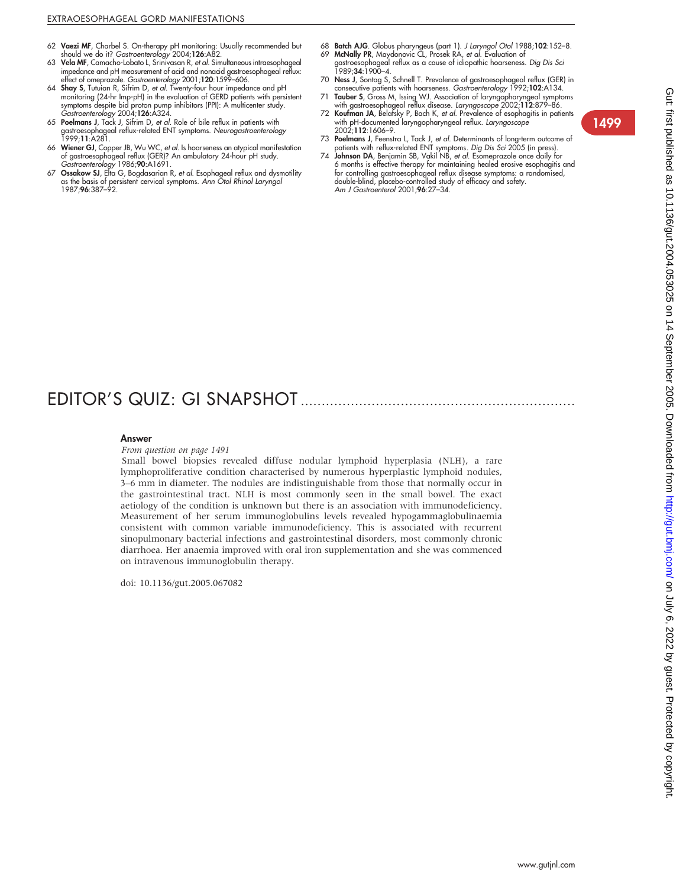62 **Vaezi MF**, Charbel S. On-therapy pH monitoring: Usually recommended but should we do it? *Gastroenterology* 2004;**126**:A82.

63 **Vela MF**, Camacho-Lobato L, Srinivasan R, *et al*. Simultaneous intraesophageal impedance and pH measurement of acid and nonacid gastroesophageal reflux: effect of omeprazole. *Gastroenterology* 2001;**120**:1599–606.

64 **Shay S**, Tutuian R, Sifrim D, *et al*. Twenty-four hour impedance and pH monitoring (24-hr Imp-pH) in the evaluation of GERD patients with persistent symptoms despite bid proton pump inhibitors (PPI): A multicenter study. *Gastroenterology* 2004;**126**:A324.

65 **Poelmans J**, Tack J, Sifrim D, *et al*. Role of bile reflux in patients with gastroesophageal reflux-related ENT symptoms. *Neurogastroenterology* 1999;**11**:A281.

66 **Wiener GJ**, Copper JB, Wu WC, *et al*. Is hoarseness an atypical manifestation of gastroesophageal reflux (GER)? An ambulatory 24-hour pH study. *Gastroenterology* 1986;**90**:A1691.

67 **Ossakow SJ**, Elta G, Bogdasarian R, *et al*. Esophageal reflux and dysmotility as the basis of persistent cervical symptoms. *Ann Otol Rhinol Laryngol* 1987;**96**:387–92.

68 **Batch AJG**. Globus pharyngeus (part 1). *J Laryngol Otol* 1988;**102**:152–8.

69 **McNally PR**, Maydonovic CL, Prosek RA, *et al*. Evaluation of gastroesophageal reflux as a cause of idiopathic hoarseness. *Dig Dis Sci* 1989;**34**:1900–4.

70 **Ness J**, Sontag S, Schnell T. Prevalence of gastroesophageal reflux (GER) in consecutive patients with hoarseness. *Gastroenterology* 1992;**102**:A134.

71 **Tauber S**, Gross M, Issing WJ. Association of laryngopharyngeal symptoms with gastroesophageal reflux disease. *Laryngoscope* 2002;**112**:879–86.

72 **Koufman JA**, Belafsky P, Bach K, *et al*. Prevalence of esophagitis in patients with pH-documented laryngopharyngeal reflux. *Laryngoscope* 2002;**112**:1606–9.

73 **Poelmans J**, Feenstra L, Tack J, *et al*. Determinants of long-term outcome of patients with reflux-related ENT symptoms. *Dig Dis Sci* 2005 (in press).

74 **Johnson DA**, Benjamin SB, Vakil NB, *et al*. Esomeprazole once daily for 6 months is effective therapy for maintaining healed erosive esophagitis and for controlling gastroesophageal reflux disease symptoms: a randomised, double-blind, placebo-controlled study of efficacy and safety. *Am J Gastroenterol* 2001;**96**:27–34.

# EDITOR'S QUIZ: GI SNAPSHOT

### Answer

*From question on page 1491*

Small bowel biopsies revealed diffuse nodular lymphoid hyperplasia (NLH), a rare lymphoproliferative condition characterised by numerous hyperplastic lymphoid nodules, 3–6 mm in diameter. The nodules are indistinguishable from those that normally occur in the gastrointestinal tract. NLH is most commonly seen in the small bowel. The exact aetiology of the condition is unknown but there is an association with immunodeficiency. Measurement of her serum immunoglobulins levels revealed hypogammaglobulinaemia consistent with common variable immunodeficiency. This is associated with recurrent sinopulmonary bacterial infections and gastrointestinal disorders, most commonly chronic diarrhoea. Her anaemia improved with oral iron supplementation and she was commenced on intravenous immunoglobulin therapy.

doi: 10.1136/gut.2005.067082